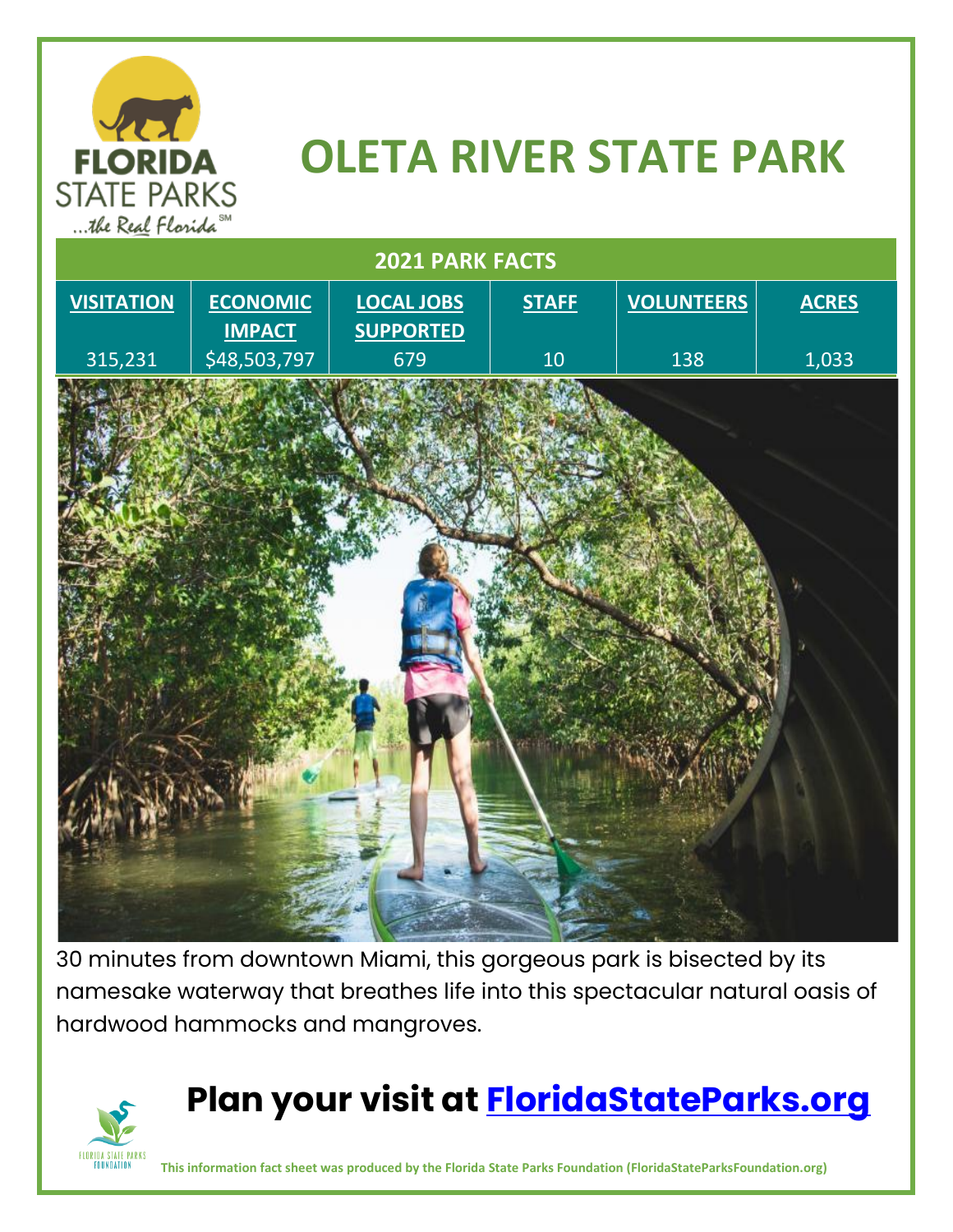# OLETA RIVER STATE PARK

## 2021 PARK FACTS

| VISITATION | ECONOMIC IMPACT | LOCAL JOBS SUPPORTED | STAFF | VOLUNTEERS | ACRES |
|---|---|---|---|---|---|
| 315,231 | $48,503,797 | 679 | 10 | 138 | 1,033 |

30 minutes from downtown Miami, this gorgeous park is bisected by its namesake waterway that breathes life into this spectacular natural oasis of hardwood hammocks and mangroves.

## Plan your visit at [FloridaStateParks.org](https://FloridaStateParks.org)

**This information fact sheet was produced by the Florida State Parks Foundation (FloridaStateParksFoundation.org)**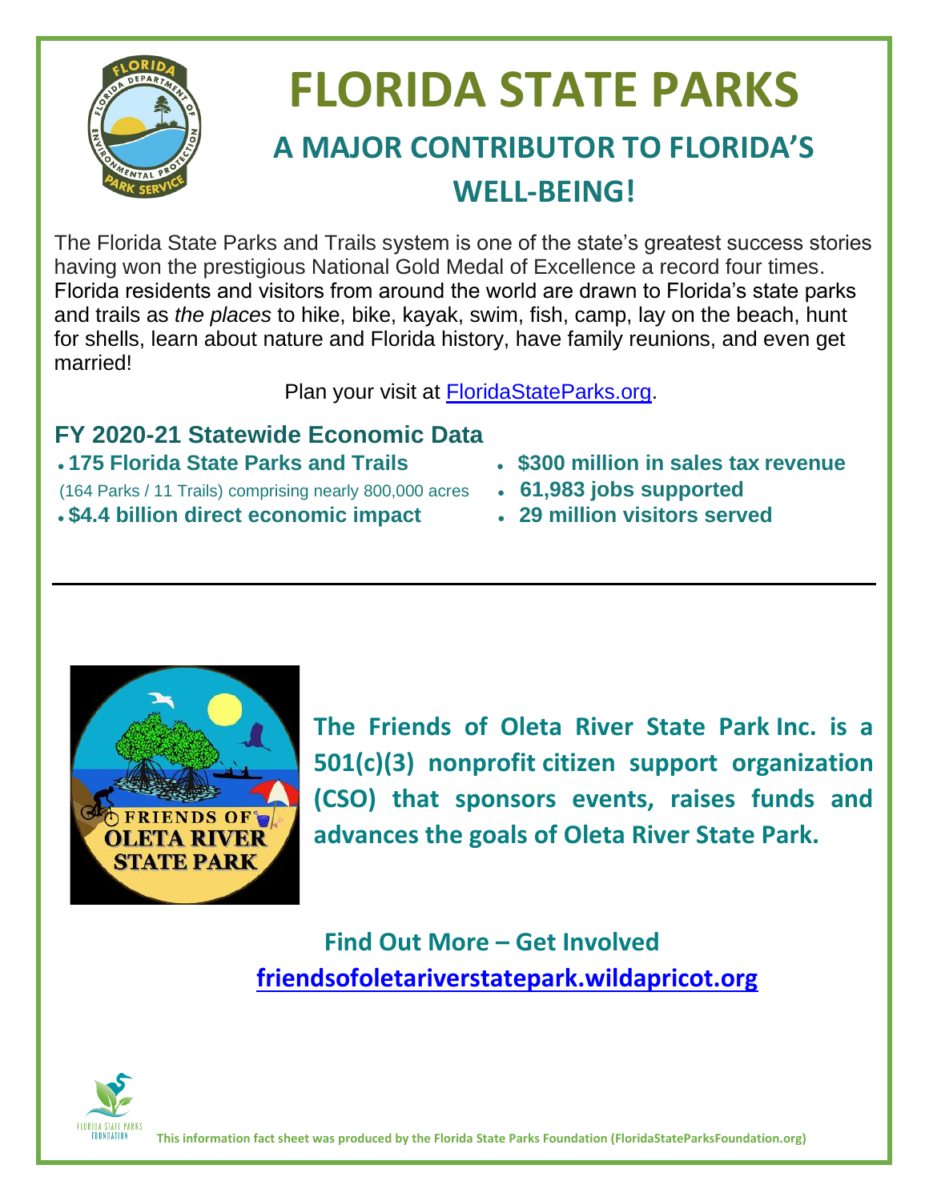# FLORIDA STATE PARKS

## A MAJOR CONTRIBUTOR TO FLORIDA'S WELL-BEING!

The Florida State Parks and Trails system is one of the state's greatest success stories having won the prestigious National Gold Medal of Excellence a record four times. Florida residents and visitors from around the world are drawn to Florida's state parks and trails as *the places* to hike, bike, kayak, swim, fish, camp, lay on the beach, hunt for shells, learn about nature and Florida history, have family reunions, and even get married!

Plan your visit at [FloridaStateParks.org](FloridaStateParks.org).

### FY 2020-21 Statewide Economic Data

- **175 Florida State Parks and Trails** (164 Parks / 11 Trails) comprising nearly 800,000 acres
- **$4.4 billion direct economic impact**
- **$300 million in sales tax revenue**
- **61,983 jobs supported**
- **29 million visitors served**

---

**The Friends of Oleta River State Park Inc. is a 501(c)(3) nonprofit citizen support organization (CSO) that sponsors events, raises funds and advances the goals of Oleta River State Park.**

**Find Out More – Get Involved**

**[friendsofoletariverstatepark.wildapricot.org](friendsofoletariverstatepark.wildapricot.org)**

**This information fact sheet was produced by the Florida State Parks Foundation (FloridaStateParksFoundation.org)**